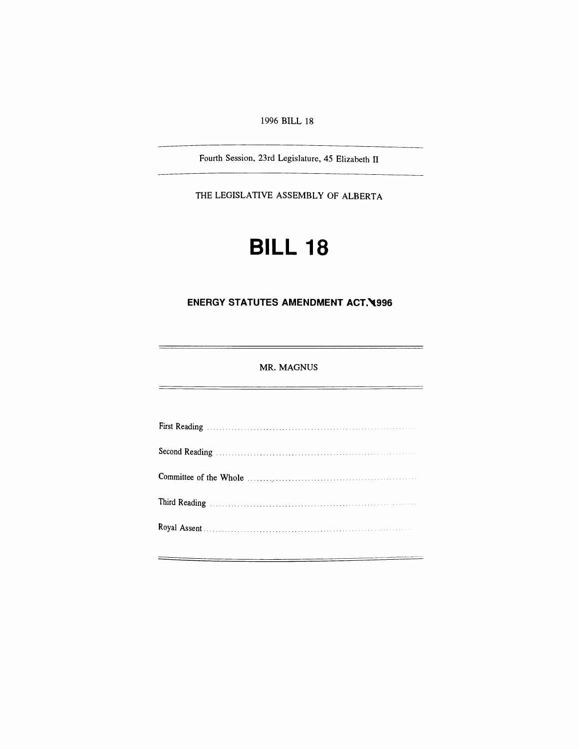1996 BILL 18

---

Fourth Session, 23rd Legislature, 45 Elizabeth II

---

THE LEGISLATIVE ASSEMBLY OF ALBERTA

# BILL 18

## ENERGY STATUTES AMENDMENT ACT, 1996

---

MR. MAGNUS

---

First Reading ..........................................................................

Second Reading ..........................................................................

Committee of the Whole ..........................................................................

Third Reading ..........................................................................

Royal Assent ..........................................................................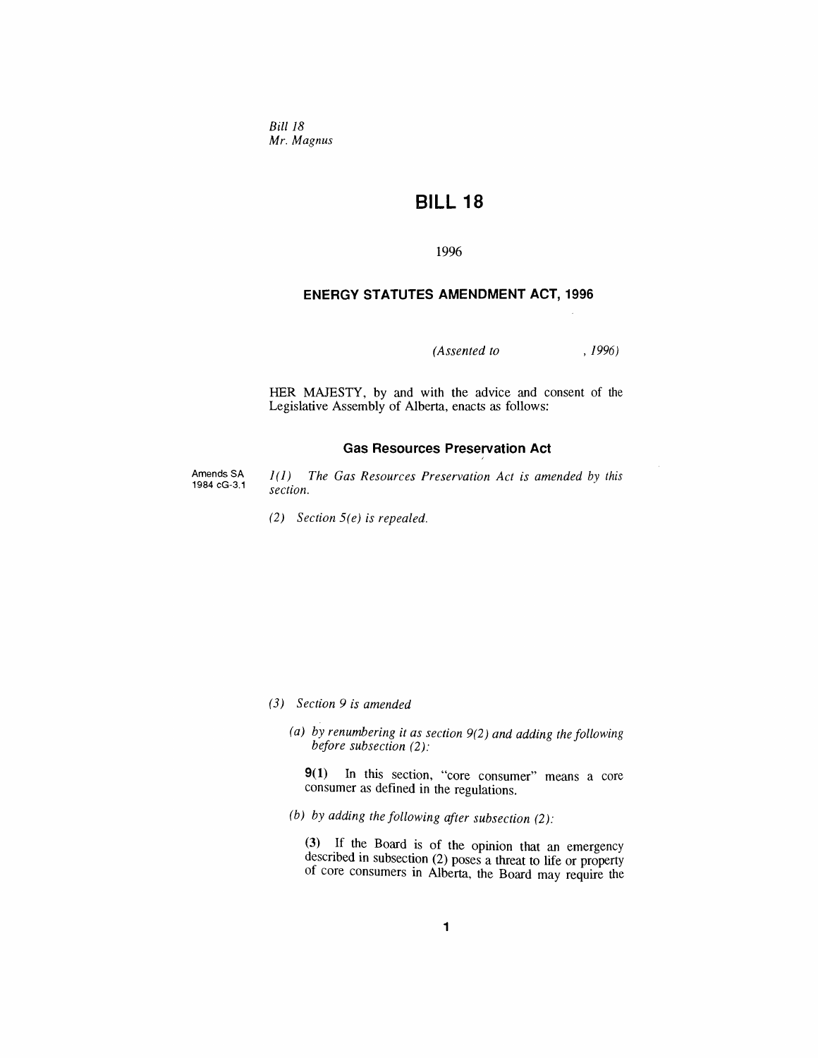*Bill 18*
*Mr. Magnus*

# BILL 18

1996

## ENERGY STATUTES AMENDMENT ACT, 1996

*(Assented to , 1996)*

HER MAJESTY, by and with the advice and consent of the Legislative Assembly of Alberta, enacts as follows:

### Gas Resources Preservation Act

Amends SA 1984 cG-3.1

*1(1) The Gas Resources Preservation Act is amended by this section.*

*(2) Section 5(e) is repealed.*

*(3) Section 9 is amended*

*(a) by renumbering it as section 9(2) and adding the following before subsection (2):*

**9(1)** In this section, "core consumer" means a core consumer as defined in the regulations.

*(b) by adding the following after subsection (2):*

**(3)** If the Board is of the opinion that an emergency described in subsection (2) poses a threat to life or property of core consumers in Alberta, the Board may require the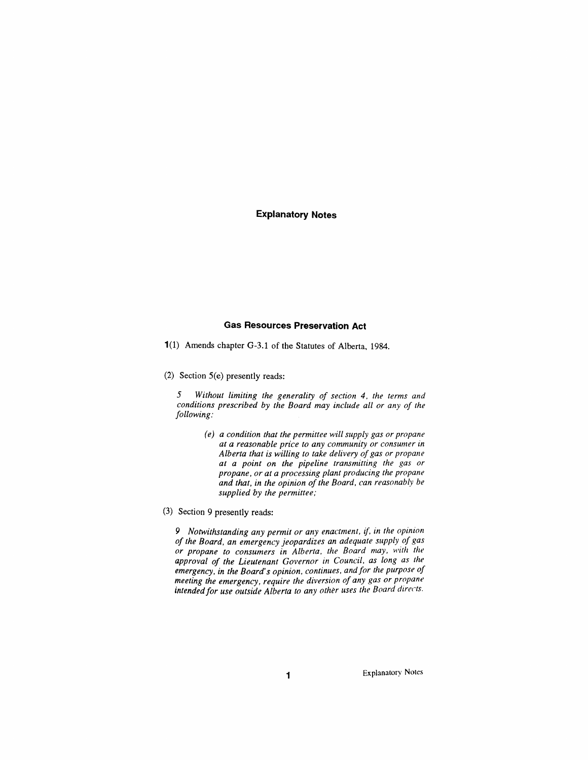# Explanatory Notes

## Gas Resources Preservation Act

**1**(1) Amends chapter G-3.1 of the Statutes of Alberta, 1984.

(2) Section 5(e) presently reads:

> *5 Without limiting the generality of section 4, the terms and conditions prescribed by the Board may include all or any of the following:*
>
> *(e) a condition that the permittee will supply gas or propane at a reasonable price to any community or consumer in Alberta that is willing to take delivery of gas or propane at a point on the pipeline transmitting the gas or propane, or at a processing plant producing the propane and that, in the opinion of the Board, can reasonably be supplied by the permittee;*

(3) Section 9 presently reads:

> *9 Notwithstanding any permit or any enactment, if, in the opinion of the Board, an emergency jeopardizes an adequate supply of gas or propane to consumers in Alberta, the Board may, with the approval of the Lieutenant Governor in Council, as long as the emergency, in the Board's opinion, continues, and for the purpose of meeting the emergency, require the diversion of any gas or propane intended for use outside Alberta to any other uses the Board directs.*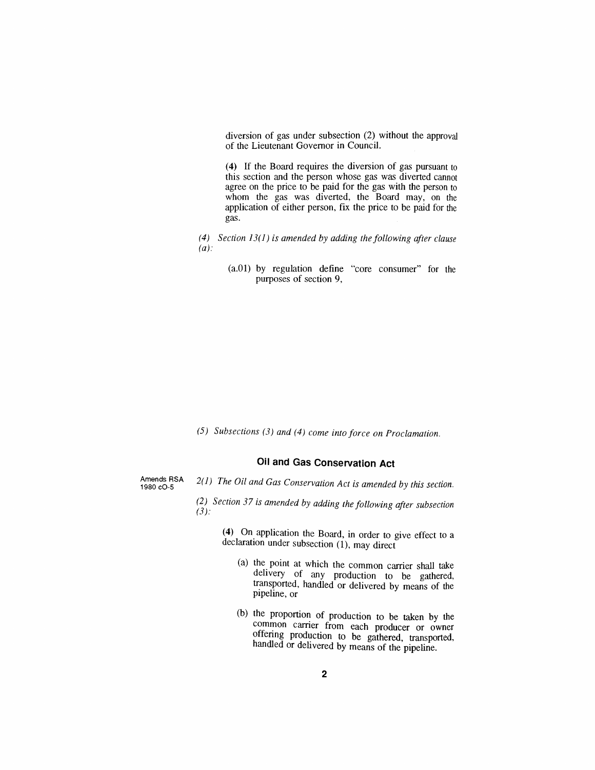diversion of gas under subsection (2) without the approval of the Lieutenant Governor in Council.

**(4)** If the Board requires the diversion of gas pursuant to this section and the person whose gas was diverted cannot agree on the price to be paid for the gas with the person to whom the gas was diverted, the Board may, on the application of either person, fix the price to be paid for the gas.

*(4) Section 13(1) is amended by adding the following after clause (a):*

(a.01) by regulation define "core consumer" for the purposes of section 9,

*(5) Subsections (3) and (4) come into force on Proclamation.*

## Oil and Gas Conservation Act

Amends RSA 1980 cO-5

*2(1) The Oil and Gas Conservation Act is amended by this section.*

*(2) Section 37 is amended by adding the following after subsection (3):*

**(4)** On application the Board, in order to give effect to a declaration under subsection (1), may direct

(a) the point at which the common carrier shall take delivery of any production to be gathered, transported, handled or delivered by means of the pipeline, or

(b) the proportion of production to be taken by the common carrier from each producer or owner offering production to be gathered, transported, handled or delivered by means of the pipeline.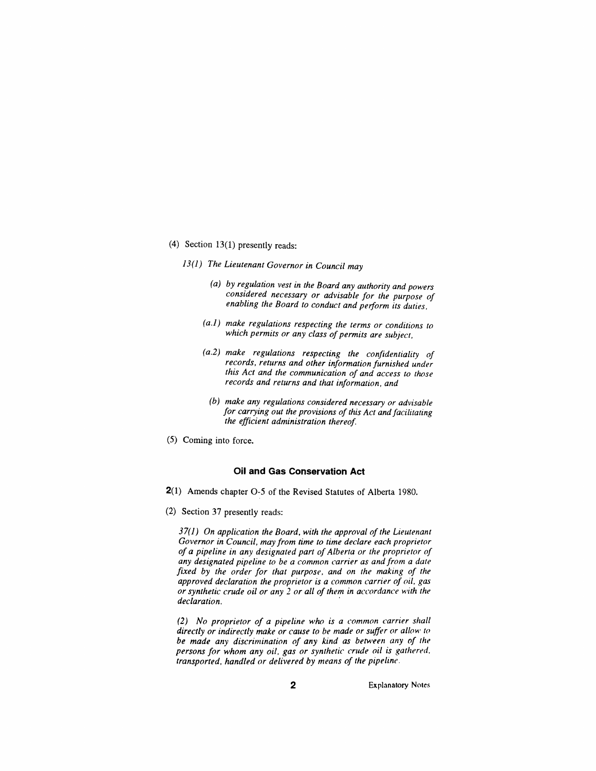(4) Section 13(1) presently reads:

*13(1) The Lieutenant Governor in Council may*

*(a) by regulation vest in the Board any authority and powers considered necessary or advisable for the purpose of enabling the Board to conduct and perform its duties,*

*(a.1) make regulations respecting the terms or conditions to which permits or any class of permits are subject,*

*(a.2) make regulations respecting the confidentiality of records, returns and other information furnished under this Act and the communication of and access to those records and returns and that information, and*

*(b) make any regulations considered necessary or advisable for carrying out the provisions of this Act and facilitating the efficient administration thereof.*

(5) Coming into force.

### Oil and Gas Conservation Act

**2**(1) Amends chapter O-5 of the Revised Statutes of Alberta 1980.

(2) Section 37 presently reads:

*37(1) On application the Board, with the approval of the Lieutenant Governor in Council, may from time to time declare each proprietor of a pipeline in any designated part of Alberta or the proprietor of any designated pipeline to be a common carrier as and from a date fixed by the order for that purpose, and on the making of the approved declaration the proprietor is a common carrier of oil, gas or synthetic crude oil or any 2 or all of them in accordance with the declaration.*

*(2) No proprietor of a pipeline who is a common carrier shall directly or indirectly make or cause to be made or suffer or allow to be made any discrimination of any kind as between any of the persons for whom any oil, gas or synthetic crude oil is gathered, transported, handled or delivered by means of the pipeline.*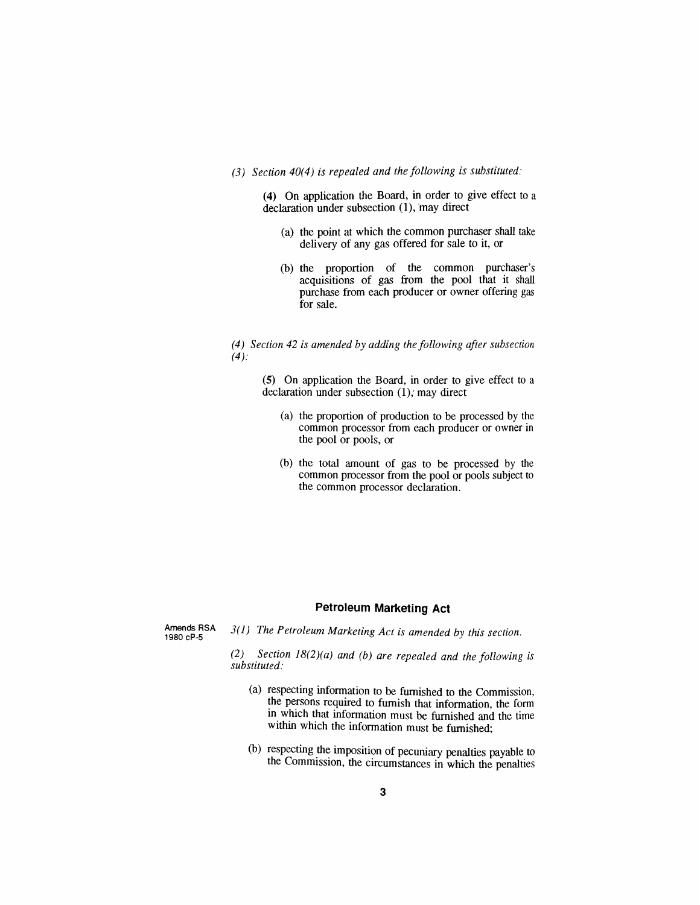*(3) Section 40(4) is repealed and the following is substituted:*

**(4)** On application the Board, in order to give effect to a declaration under subsection (1), may direct

(a) the point at which the common purchaser shall take delivery of any gas offered for sale to it, or

(b) the proportion of the common purchaser's acquisitions of gas from the pool that it shall purchase from each producer or owner offering gas for sale.

*(4) Section 42 is amended by adding the following after subsection (4):*

**(5)** On application the Board, in order to give effect to a declaration under subsection (1), may direct

(a) the proportion of production to be processed by the common processor from each producer or owner in the pool or pools, or

(b) the total amount of gas to be processed by the common processor from the pool or pools subject to the common processor declaration.

## Petroleum Marketing Act

Amends RSA 1980 cP-5

*3(1) The Petroleum Marketing Act is amended by this section.*

*(2) Section 18(2)(a) and (b) are repealed and the following is substituted:*

(a) respecting information to be furnished to the Commission, the persons required to furnish that information, the form in which that information must be furnished and the time within which the information must be furnished;

(b) respecting the imposition of pecuniary penalties payable to the Commission, the circumstances in which the penalties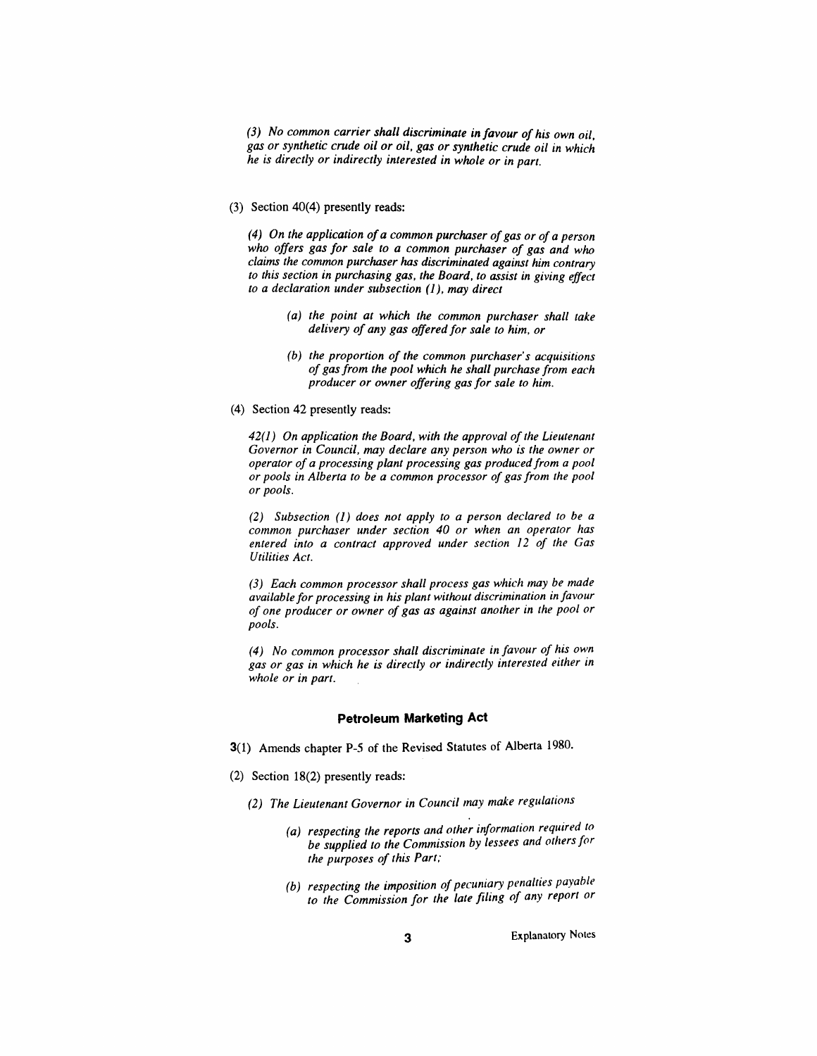*(3) No common carrier shall discriminate in favour of his own oil, gas or synthetic crude oil or oil, gas or synthetic crude oil in which he is directly or indirectly interested in whole or in part.*

(3) Section 40(4) presently reads:

*(4) On the application of a common purchaser of gas or of a person who offers gas for sale to a common purchaser of gas and who claims the common purchaser has discriminated against him contrary to this section in purchasing gas, the Board, to assist in giving effect to a declaration under subsection (1), may direct*

- *(a) the point at which the common purchaser shall take delivery of any gas offered for sale to him, or*
- *(b) the proportion of the common purchaser's acquisitions of gas from the pool which he shall purchase from each producer or owner offering gas for sale to him.*

(4) Section 42 presently reads:

*42(1) On application the Board, with the approval of the Lieutenant Governor in Council, may declare any person who is the owner or operator of a processing plant processing gas produced from a pool or pools in Alberta to be a common processor of gas from the pool or pools.*

*(2) Subsection (1) does not apply to a person declared to be a common purchaser under section 40 or when an operator has entered into a contract approved under section 12 of the Gas Utilities Act.*

*(3) Each common processor shall process gas which may be made available for processing in his plant without discrimination in favour of one producer or owner of gas as against another in the pool or pools.*

*(4) No common processor shall discriminate in favour of his own gas or gas in which he is directly or indirectly interested either in whole or in part.*

### Petroleum Marketing Act

**3**(1) Amends chapter P-5 of the Revised Statutes of Alberta 1980.

(2) Section 18(2) presently reads:

*(2) The Lieutenant Governor in Council may make regulations*

- *(a) respecting the reports and other information required to be supplied to the Commission by lessees and others for the purposes of this Part;*
- *(b) respecting the imposition of pecuniary penalties payable to the Commission for the late filing of any report or*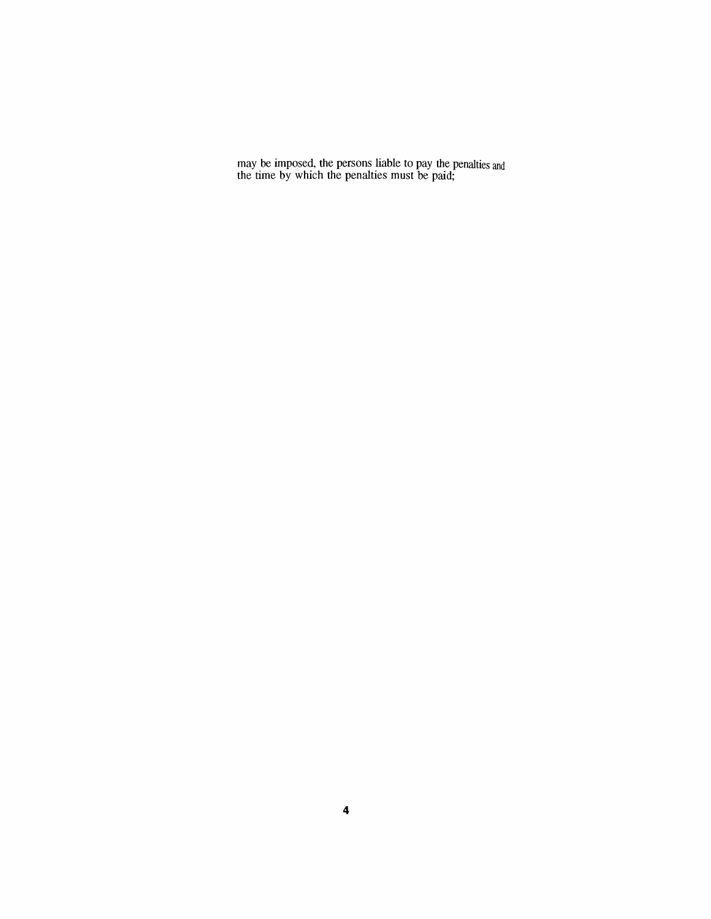may be imposed, the persons liable to pay the penalties and the time by which the penalties must be paid;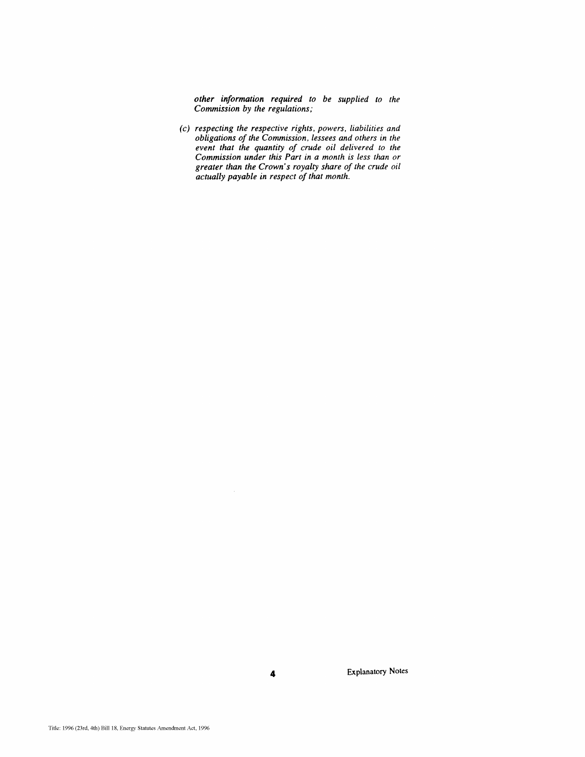*other information required to be supplied to the Commission by the regulations;*

*(c) respecting the respective rights, powers, liabilities and obligations of the Commission, lessees and others in the event that the quantity of crude oil delivered to the Commission under this Part in a month is less than or greater than the Crown's royalty share of the crude oil actually payable in respect of that month.*